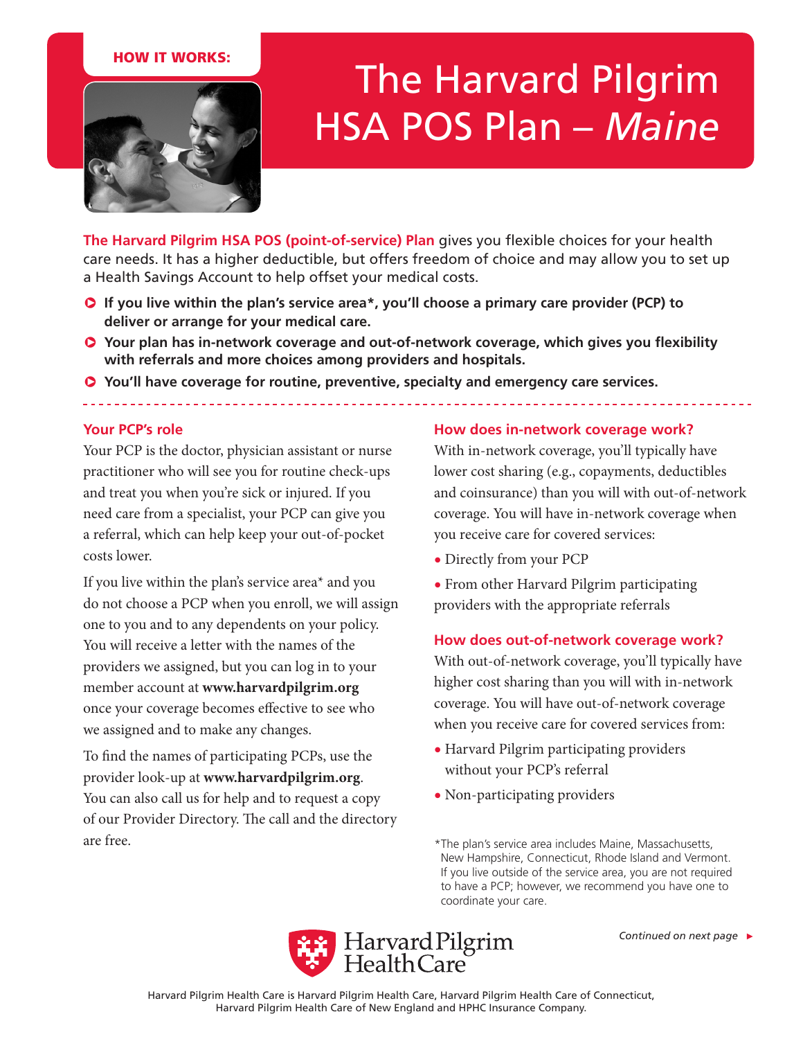HOW IT WORKS:

# The Harvard Pilgrim HSA POS Plan – *Maine*

**The Harvard Pilgrim HSA POS (point-of-service) Plan** gives you flexible choices for your health care needs. It has a higher deductible, but offers freedom of choice and may allow you to set up a Health Savings Account to help offset your medical costs.

- **If you live within the plan's service area*, you'll choose a primary care provider (PCP) to deliver or arrange for your medical care.**
- **Your plan has in-network coverage and out-of-network coverage, which gives you flexibility with referrals and more choices among providers and hospitals.**
- **You'll have coverage for routine, preventive, specialty and emergency care services.**

## Your PCP's role

Your PCP is the doctor, physician assistant or nurse practitioner who will see you for routine check-ups and treat you when you're sick or injured. If you need care from a specialist, your PCP can give you a referral, which can help keep your out-of-pocket costs lower.

If you live within the plan's service area* and you do not choose a PCP when you enroll, we will assign one to you and to any dependents on your policy. You will receive a letter with the names of the providers we assigned, but you can log in to your member account at **www.harvardpilgrim.org** once your coverage becomes effective to see who we assigned and to make any changes.

To find the names of participating PCPs, use the provider look-up at **www.harvardpilgrim.org**. You can also call us for help and to request a copy of our Provider Directory. The call and the directory are free.

## How does in-network coverage work?

With in-network coverage, you'll typically have lower cost sharing (e.g., copayments, deductibles and coinsurance) than you will with out-of-network coverage. You will have in-network coverage when you receive care for covered services:

- Directly from your PCP
- From other Harvard Pilgrim participating providers with the appropriate referrals

## How does out-of-network coverage work?

With out-of-network coverage, you'll typically have higher cost sharing than you will with in-network coverage. You will have out-of-network coverage when you receive care for covered services from:

- Harvard Pilgrim participating providers without your PCP's referral
- Non-participating providers

*The plan's service area includes Maine, Massachusetts, New Hampshire, Connecticut, Rhode Island and Vermont. If you live outside of the service area, you are not required to have a PCP; however, we recommend you have one to coordinate your care.

*Continued on next page* ►

Harvard Pilgrim Health Care

Harvard Pilgrim Health Care is Harvard Pilgrim Health Care, Harvard Pilgrim Health Care of Connecticut, Harvard Pilgrim Health Care of New England and HPHC Insurance Company.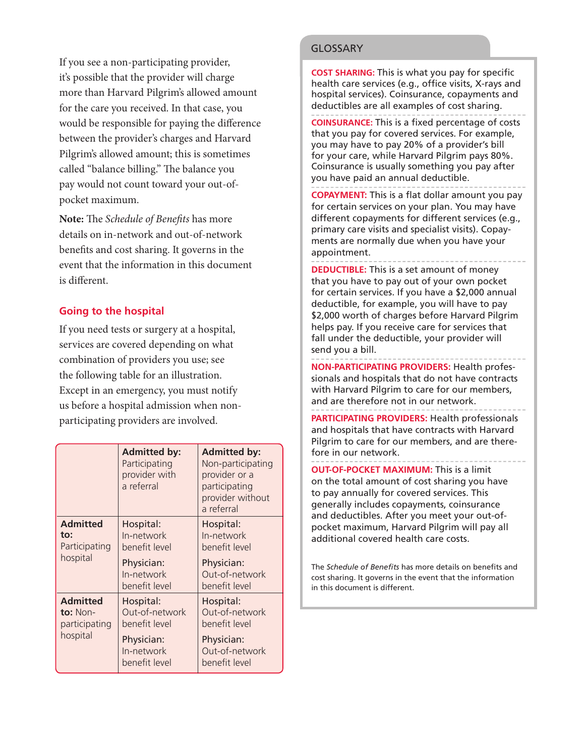If you see a non-participating provider, it's possible that the provider will charge more than Harvard Pilgrim's allowed amount for the care you received. In that case, you would be responsible for paying the difference between the provider's charges and Harvard Pilgrim's allowed amount; this is sometimes called "balance billing." The balance you pay would not count toward your out-of-pocket maximum.

**Note:** The *Schedule of Benefits* has more details on in-network and out-of-network benefits and cost sharing. It governs in the event that the information in this document is different.

## Going to the hospital

If you need tests or surgery at a hospital, services are covered depending on what combination of providers you use; see the following table for an illustration. Except in an emergency, you must notify us before a hospital admission when non-participating providers are involved.

| | **Admitted by:** Participating provider with a referral | **Admitted by:** Non-participating provider or a participating provider without a referral |
|---|---|---|
| **Admitted to:** Participating hospital | Hospital: In-network benefit level<br>Physician: In-network benefit level | Hospital: In-network benefit level<br>Physician: Out-of-network benefit level |
| **Admitted to:** Non-participating hospital | Hospital: Out-of-network benefit level<br>Physician: In-network benefit level | Hospital: Out-of-network benefit level<br>Physician: Out-of-network benefit level |

## GLOSSARY

**COST SHARING:** This is what you pay for specific health care services (e.g., office visits, X-rays and hospital services). Coinsurance, copayments and deductibles are all examples of cost sharing.

**COINSURANCE:** This is a fixed percentage of costs that you pay for covered services. For example, you may have to pay 20% of a provider's bill for your care, while Harvard Pilgrim pays 80%. Coinsurance is usually something you pay after you have paid an annual deductible.

**COPAYMENT:** This is a flat dollar amount you pay for certain services on your plan. You may have different copayments for different services (e.g., primary care visits and specialist visits). Copayments are normally due when you have your appointment.

**DEDUCTIBLE:** This is a set amount of money that you have to pay out of your own pocket for certain services. If you have a $2,000 annual deductible, for example, you will have to pay $2,000 worth of charges before Harvard Pilgrim helps pay. If you receive care for services that fall under the deductible, your provider will send you a bill.

**NON-PARTICIPATING PROVIDERS:** Health professionals and hospitals that do not have contracts with Harvard Pilgrim to care for our members, and are therefore not in our network.

**PARTICIPATING PROVIDERS:** Health professionals and hospitals that have contracts with Harvard Pilgrim to care for our members, and are therefore in our network.

**OUT-OF-POCKET MAXIMUM:** This is a limit on the total amount of cost sharing you have to pay annually for covered services. This generally includes copayments, coinsurance and deductibles. After you meet your out-of-pocket maximum, Harvard Pilgrim will pay all additional covered health care costs.

The *Schedule of Benefits* has more details on benefits and cost sharing. It governs in the event that the information in this document is different.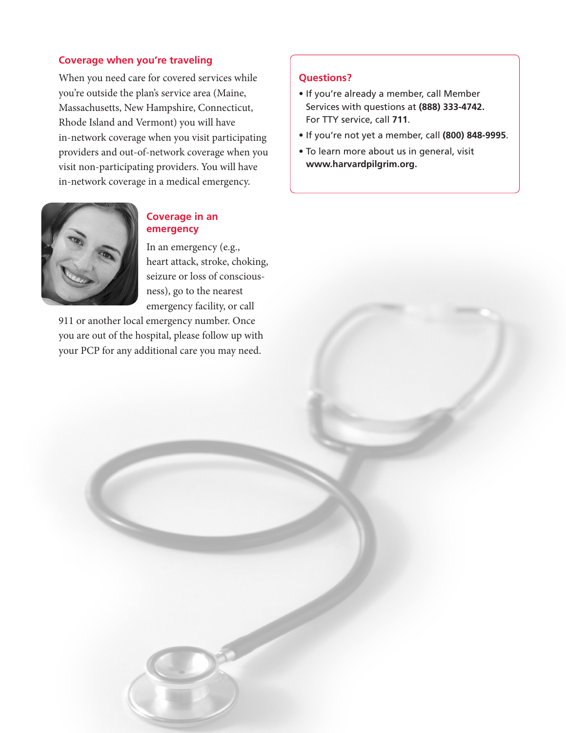## Coverage when you're traveling

When you need care for covered services while you're outside the plan's service area (Maine, Massachusetts, New Hampshire, Connecticut, Rhode Island and Vermont) you will have in-network coverage when you visit participating providers and out-of-network coverage when you visit non-participating providers. You will have in-network coverage in a medical emergency.

## Coverage in an emergency

In an emergency (e.g., heart attack, stroke, choking, seizure or loss of consciousness), go to the nearest emergency facility, or call 911 or another local emergency number. Once you are out of the hospital, please follow up with your PCP for any additional care you may need.

## Questions?

- If you're already a member, call Member Services with questions at **(888) 333-4742.** For TTY service, call **711**.
- If you're not yet a member, call **(800) 848-9995**.
- To learn more about us in general, visit **www.harvardpilgrim.org.**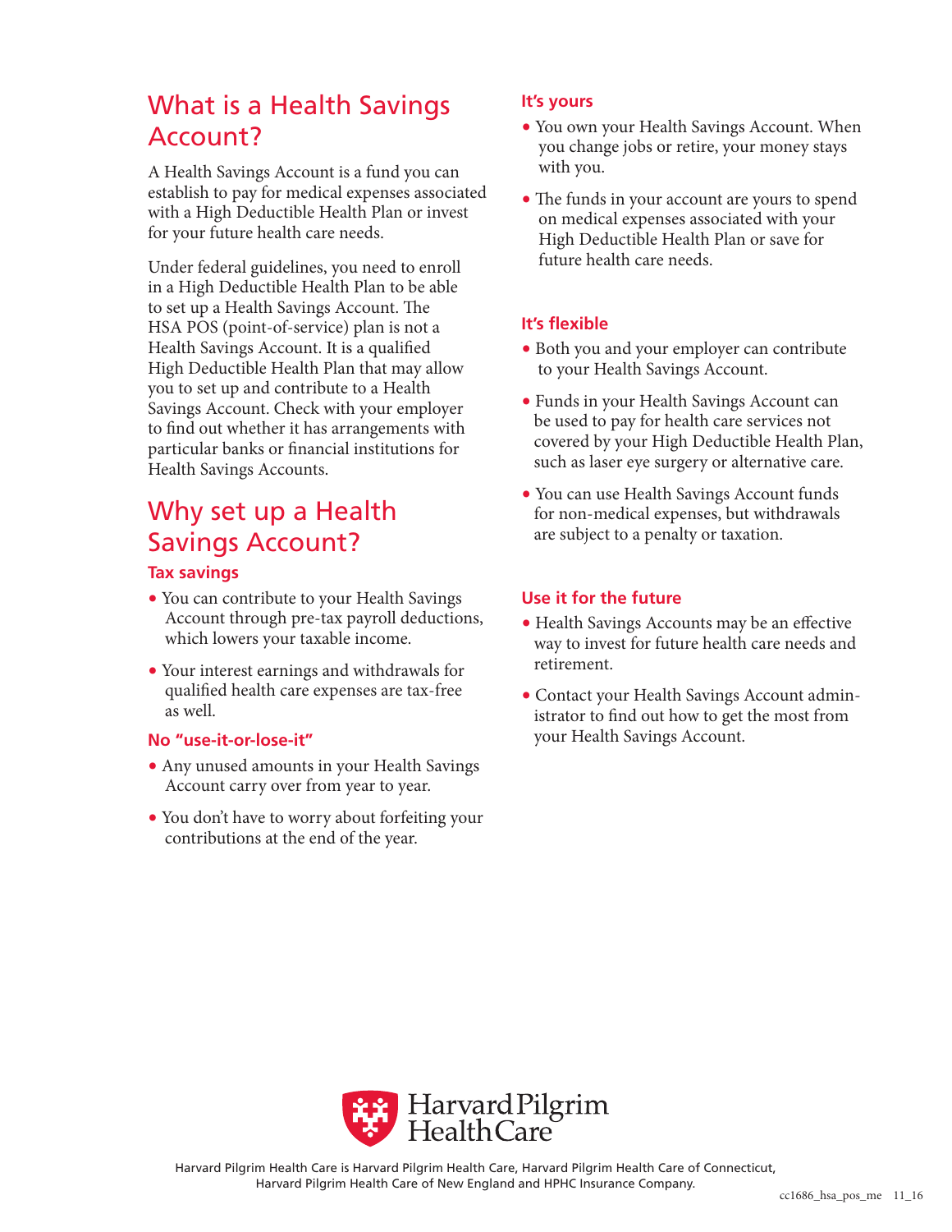# What is a Health Savings Account?

A Health Savings Account is a fund you can establish to pay for medical expenses associated with a High Deductible Health Plan or invest for your future health care needs.

Under federal guidelines, you need to enroll in a High Deductible Health Plan to be able to set up a Health Savings Account. The HSA POS (point-of-service) plan is not a Health Savings Account. It is a qualified High Deductible Health Plan that may allow you to set up and contribute to a Health Savings Account. Check with your employer to find out whether it has arrangements with particular banks or financial institutions for Health Savings Accounts.

# Why set up a Health Savings Account?

### Tax savings

- You can contribute to your Health Savings Account through pre-tax payroll deductions, which lowers your taxable income.
- Your interest earnings and withdrawals for qualified health care expenses are tax-free as well.

### No "use-it-or-lose-it"

- Any unused amounts in your Health Savings Account carry over from year to year.
- You don't have to worry about forfeiting your contributions at the end of the year.

### It's yours

- You own your Health Savings Account. When you change jobs or retire, your money stays with you.
- The funds in your account are yours to spend on medical expenses associated with your High Deductible Health Plan or save for future health care needs.

### It's flexible

- Both you and your employer can contribute to your Health Savings Account.
- Funds in your Health Savings Account can be used to pay for health care services not covered by your High Deductible Health Plan, such as laser eye surgery or alternative care.
- You can use Health Savings Account funds for non-medical expenses, but withdrawals are subject to a penalty or taxation.

### Use it for the future

- Health Savings Accounts may be an effective way to invest for future health care needs and retirement.
- Contact your Health Savings Account administrator to find out how to get the most from your Health Savings Account.

Harvard Pilgrim Health Care

Harvard Pilgrim Health Care is Harvard Pilgrim Health Care, Harvard Pilgrim Health Care of Connecticut, Harvard Pilgrim Health Care of New England and HPHC Insurance Company.

cc1686_hsa_pos_me 11_16